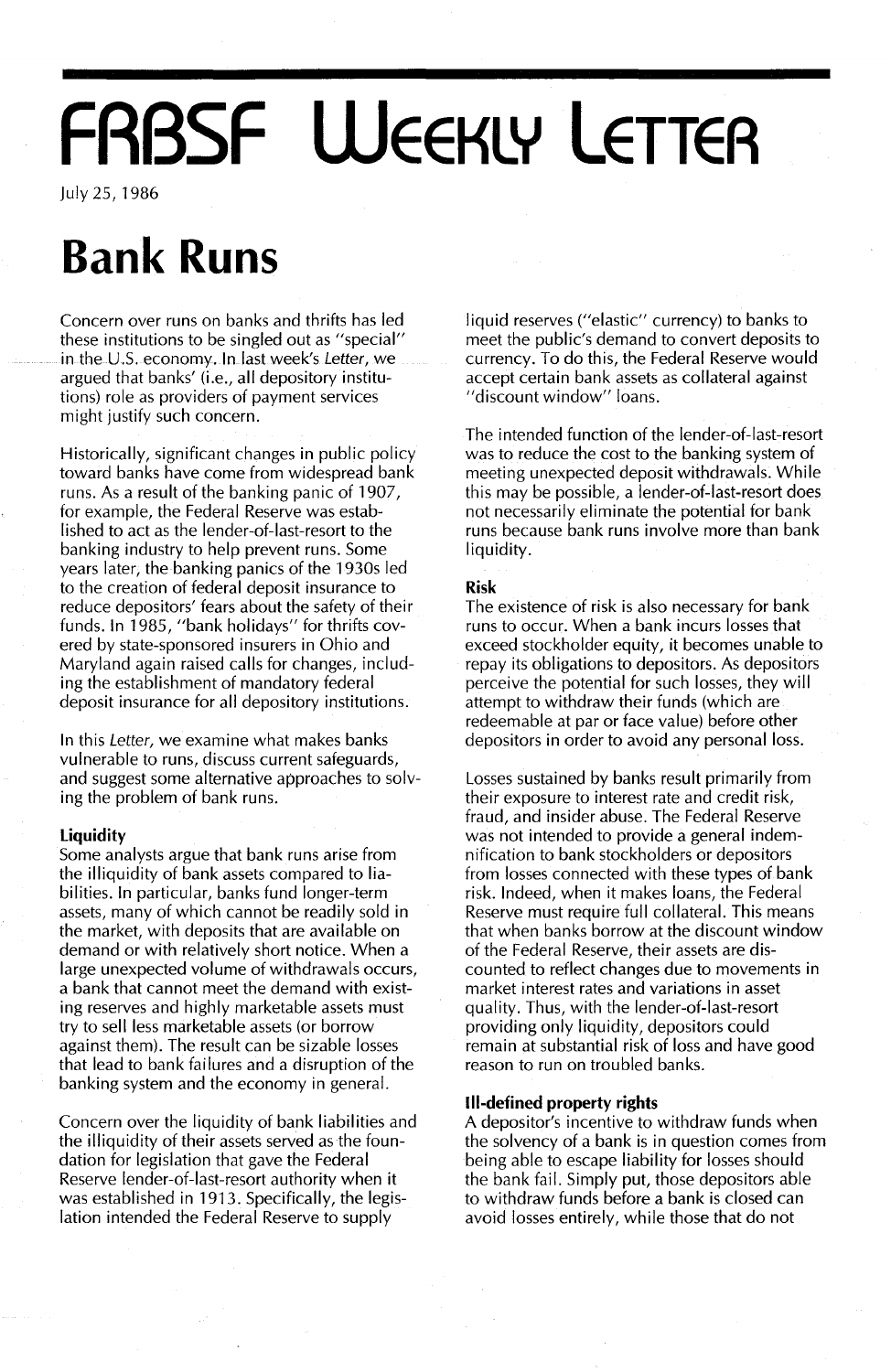# FRBSF Weekly Letter

July 25, 1986

# Bank Runs

Concern over runs on banks and thrifts has led these institutions to be singled out as "special" in the U.S. economy. In last week's *Letter*, we argued that banks' (i.e., all depository institutions) role as providers of payment services might justify such concern.

Historically, significant changes in public policy toward banks have come from widespread bank runs. As a result of the banking panic of 1907, for example, the Federal Reserve was established to act as the lender-of-last-resort to the banking industry to help prevent runs. Some years later, the banking panics of the 1930s led to the creation of federal deposit insurance to reduce depositors' fears about the safety of their funds. In 1985, "bank holidays" for thrifts covered by state-sponsored insurers in Ohio and Maryland again raised calls for changes, including the establishment of mandatory federal deposit insurance for all depository institutions.

In this *Letter*, we examine what makes banks vulnerable to runs, discuss current safeguards, and suggest some alternative approaches to solving the problem of bank runs.

### Liquidity

Some analysts argue that bank runs arise from the illiquidity of bank assets compared to liabilities. In particular, banks fund longer-term assets, many of which cannot be readily sold in the market, with deposits that are available on demand or with relatively short notice. When a large unexpected volume of withdrawals occurs, a bank that cannot meet the demand with existing reserves and highly marketable assets must try to sell less marketable assets (or borrow against them). The result can be sizable losses that lead to bank failures and a disruption of the banking system and the economy in general.

Concern over the liquidity of bank liabilities and the illiquidity of their assets served as the foundation for legislation that gave the Federal Reserve lender-of-last-resort authority when it was established in 1913. Specifically, the legislation intended the Federal Reserve to supply liquid reserves ("elastic" currency) to banks to meet the public's demand to convert deposits to currency. To do this, the Federal Reserve would accept certain bank assets as collateral against "discount window" loans.

The intended function of the lender-of-last-resort was to reduce the cost to the banking system of meeting unexpected deposit withdrawals. While this may be possible, a lender-of-last-resort does not necessarily eliminate the potential for bank runs because bank runs involve more than bank liquidity.

### Risk

The existence of risk is also necessary for bank runs to occur. When a bank incurs losses that exceed stockholder equity, it becomes unable to repay its obligations to depositors. As depositors perceive the potential for such losses, they will attempt to withdraw their funds (which are redeemable at par or face value) before other depositors in order to avoid any personal loss.

Losses sustained by banks result primarily from their exposure to interest rate and credit risk, fraud, and insider abuse. The Federal Reserve was not intended to provide a general indemnification to bank stockholders or depositors from losses connected with these types of bank risk. Indeed, when it makes loans, the Federal Reserve must require full collateral. This means that when banks borrow at the discount window of the Federal Reserve, their assets are discounted to reflect changes due to movements in market interest rates and variations in asset quality. Thus, with the lender-of-last-resort providing only liquidity, depositors could remain at substantial risk of loss and have good reason to run on troubled banks.

### Ill-defined property rights

A depositor's incentive to withdraw funds when the solvency of a bank is in question comes from being able to escape liability for losses should the bank fail. Simply put, those depositors able to withdraw funds before a bank is closed can avoid losses entirely, while those that do not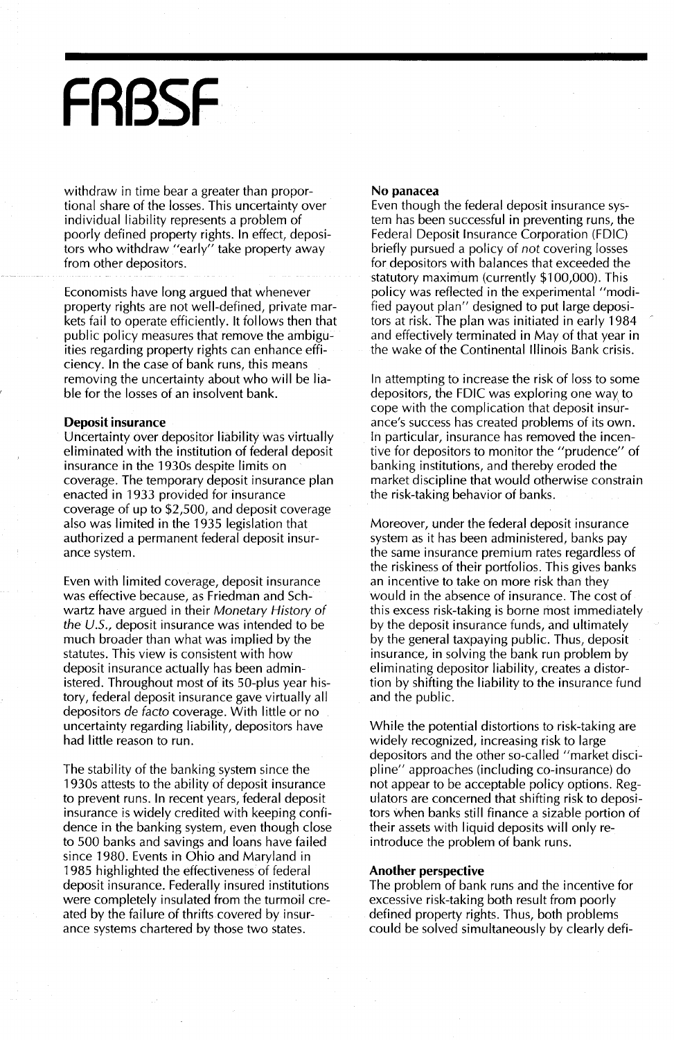withdraw in time bear a greater than proportional share of the losses. This uncertainty over individual liability represents a problem of poorly defined property rights. In effect, depositors who withdraw "early" take property away from other depositors.

Economists have long argued that whenever property rights are not well-defined, private markets fail to operate efficiently. It follows then that public policy measures that remove the ambiguities regarding property rights can enhance efficiency. In the case of bank runs, this means removing the uncertainty about who will be liable for the losses of an insolvent bank.

**Deposit insurance**

Uncertainty over depositor liability was virtually eliminated with the institution of federal deposit insurance in the 1930s despite limits on coverage. The temporary deposit insurance plan enacted in 1933 provided for insurance coverage of up to $2,500, and deposit coverage also was limited in the 1935 legislation that authorized a permanent federal deposit insurance system.

Even with limited coverage, deposit insurance was effective because, as Friedman and Schwartz have argued in their *Monetary History of the U.S.*, deposit insurance was intended to be much broader than what was implied by the statutes. This view is consistent with how deposit insurance actually has been administered. Throughout most of its 50-plus year history, federal deposit insurance gave virtually all depositors *de facto* coverage. With little or no uncertainty regarding liability, depositors have had little reason to run.

The stability of the banking system since the 1930s attests to the ability of deposit insurance to prevent runs. In recent years, federal deposit insurance is widely credited with keeping confidence in the banking system, even though close to 500 banks and savings and loans have failed since 1980. Events in Ohio and Maryland in 1985 highlighted the effectiveness of federal deposit insurance. Federally insured institutions were completely insulated from the turmoil created by the failure of thrifts covered by insurance systems chartered by those two states.

**No panacea**

Even though the federal deposit insurance system has been successful in preventing runs, the Federal Deposit Insurance Corporation (FDIC) briefly pursued a policy of *not* covering losses for depositors with balances that exceeded the statutory maximum (currently $100,000). This policy was reflected in the experimental "modified payout plan" designed to put large depositors at risk. The plan was initiated in early 1984 and effectively terminated in May of that year in the wake of the Continental Illinois Bank crisis.

In attempting to increase the risk of loss to some depositors, the FDIC was exploring one way to cope with the complication that deposit insurance's success has created problems of its own. In particular, insurance has removed the incentive for depositors to monitor the "prudence" of banking institutions, and thereby eroded the market discipline that would otherwise constrain the risk-taking behavior of banks.

Moreover, under the federal deposit insurance system as it has been administered, banks pay the same insurance premium rates regardless of the riskiness of their portfolios. This gives banks an incentive to take on more risk than they would in the absence of insurance. The cost of this excess risk-taking is borne most immediately by the deposit insurance funds, and ultimately by the general taxpaying public. Thus, deposit insurance, in solving the bank run problem by eliminating depositor liability, creates a distortion by shifting the liability to the insurance fund and the public.

While the potential distortions to risk-taking are widely recognized, increasing risk to large depositors and the other so-called "market discipline" approaches (including co-insurance) do not appear to be acceptable policy options. Regulators are concerned that shifting risk to depositors when banks still finance a sizable portion of their assets with liquid deposits will only reintroduce the problem of bank runs.

**Another perspective**

The problem of bank runs and the incentive for excessive risk-taking both result from poorly defined property rights. Thus, both problems could be solved simultaneously by clearly defi-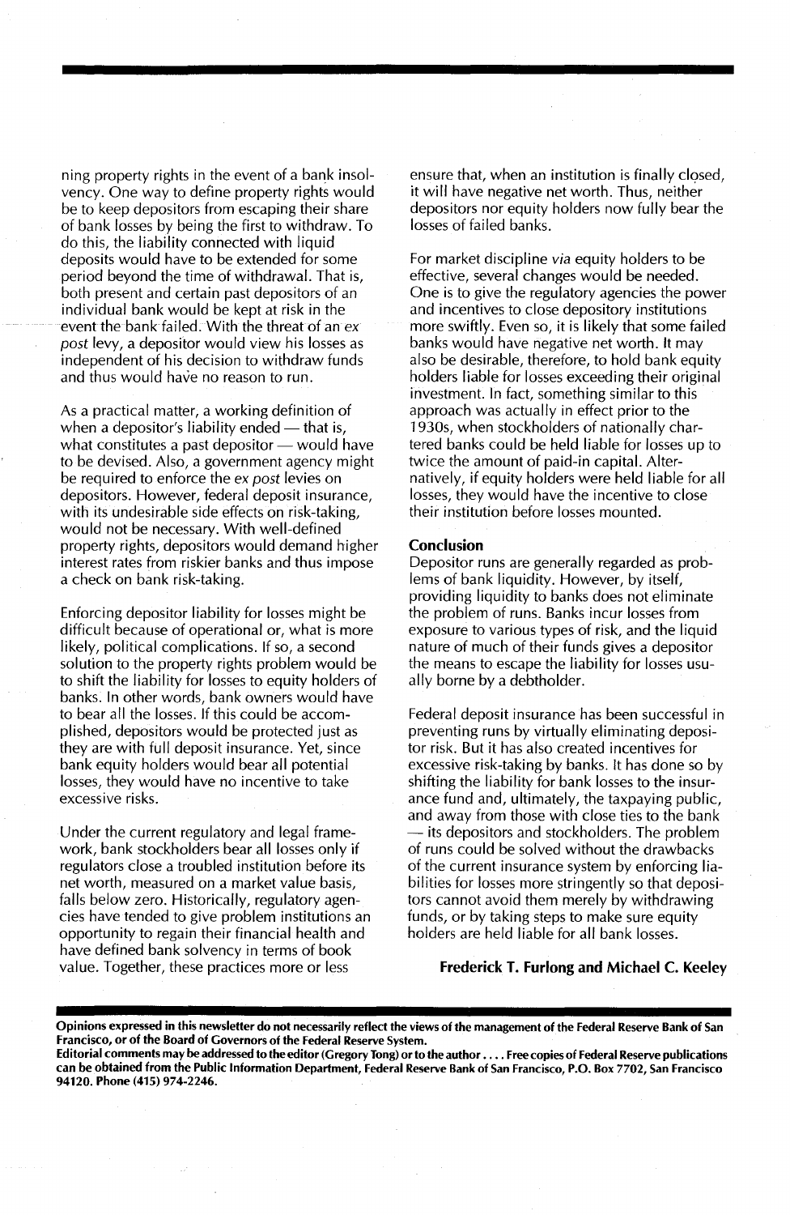ning property rights in the event of a bank insolvency. One way to define property rights would be to keep depositors from escaping their share of bank losses by being the first to withdraw. To do this, the liability connected with liquid deposits would have to be extended for some period beyond the time of withdrawal. That is, both present and certain past depositors of an individual bank would be kept at risk in the event the bank failed. With the threat of an *ex post* levy, a depositor would view his losses as independent of his decision to withdraw funds and thus would have no reason to run.

As a practical matter, a working definition of when a depositor's liability ended — that is, what constitutes a past depositor — would have to be devised. Also, a government agency might be required to enforce the *ex post* levies on depositors. However, federal deposit insurance, with its undesirable side effects on risk-taking, would not be necessary. With well-defined property rights, depositors would demand higher interest rates from riskier banks and thus impose a check on bank risk-taking.

Enforcing depositor liability for losses might be difficult because of operational or, what is more likely, political complications. If so, a second solution to the property rights problem would be to shift the liability for losses to equity holders of banks. In other words, bank owners would have to bear all the losses. If this could be accomplished, depositors would be protected just as they are with full deposit insurance. Yet, since bank equity holders would bear all potential losses, they would have no incentive to take excessive risks.

Under the current regulatory and legal framework, bank stockholders bear all losses only if regulators close a troubled institution before its net worth, measured on a market value basis, falls below zero. Historically, regulatory agencies have tended to give problem institutions an opportunity to regain their financial health and have defined bank solvency in terms of book value. Together, these practices more or less ensure that, when an institution is finally closed, it will have negative net worth. Thus, neither depositors nor equity holders now fully bear the losses of failed banks.

For market discipline *via* equity holders to be effective, several changes would be needed. One is to give the regulatory agencies the power and incentives to close depository institutions more swiftly. Even so, it is likely that some failed banks would have negative net worth. It may also be desirable, therefore, to hold bank equity holders liable for losses exceeding their original investment. In fact, something similar to this approach was actually in effect prior to the 1930s, when stockholders of nationally chartered banks could be held liable for losses up to twice the amount of paid-in capital. Alternatively, if equity holders were held liable for all losses, they would have the incentive to close their institution before losses mounted.

## Conclusion

Depositor runs are generally regarded as problems of bank liquidity. However, by itself, providing liquidity to banks does not eliminate the problem of runs. Banks incur losses from exposure to various types of risk, and the liquid nature of much of their funds gives a depositor the means to escape the liability for losses usually borne by a debtholder.

Federal deposit insurance has been successful in preventing runs by virtually eliminating depositor risk. But it has also created incentives for excessive risk-taking by banks. It has done so by shifting the liability for bank losses to the insurance fund and, ultimately, the taxpaying public, and away from those with close ties to the bank — its depositors and stockholders. The problem of runs could be solved without the drawbacks of the current insurance system by enforcing liabilities for losses more stringently so that depositors cannot avoid them merely by withdrawing funds, or by taking steps to make sure equity holders are held liable for all bank losses.

**Frederick T. Furlong and Michael C. Keeley**

**Opinions expressed in this newsletter do not necessarily reflect the views of the management of the Federal Reserve Bank of San Francisco, or of the Board of Governors of the Federal Reserve System.**
**Editorial comments may be addressed to the editor (Gregory Tong) or to the author .... Free copies of Federal Reserve publications can be obtained from the Public Information Department, Federal Reserve Bank of San Francisco, P.O. Box 7702, San Francisco 94120. Phone (415) 974-2246.**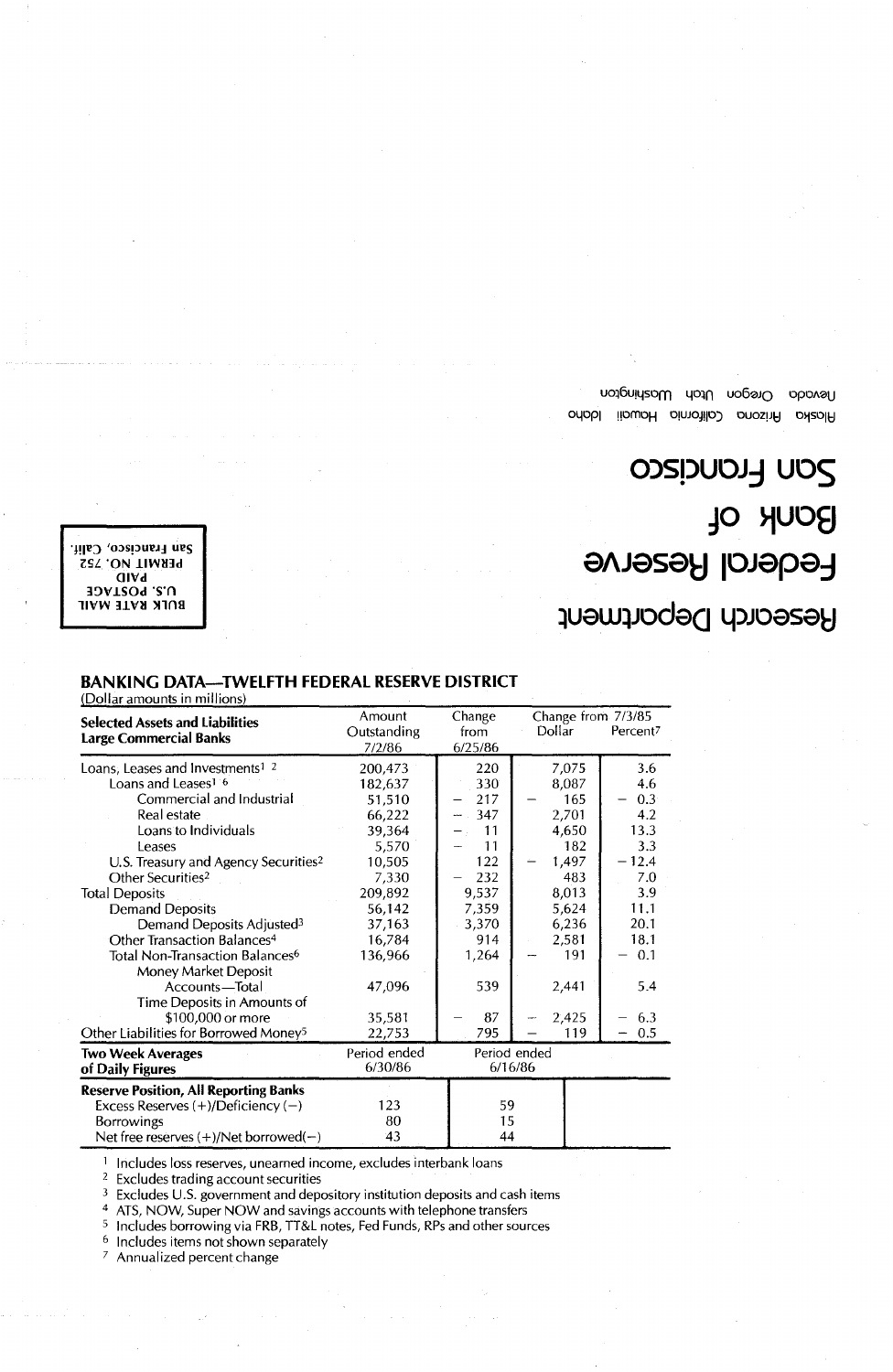Research Department

Federal Reserve

Bank of

San Francisco

Alaska Arizona California Hawaii Idaho
Nevada Oregon Utah Washington

BULK RATE MAIL
U.S. POSTAGE
PAID
PERMIT NO. 752
San Francisco, Calif.

## BANKING DATA—TWELFTH FEDERAL RESERVE DISTRICT

(Dollar amounts in millions)

| Selected Assets and Liabilities Large Commercial Banks | Amount Outstanding 7/2/86 | Change from 6/25/86 | Change from 7/3/85 Dollar | Percent[7] |
|---|---|---|---|---|
| Loans, Leases and Investments[1] [2] | 200,473 | 220 | 7,075 | 3.6 |
| Loans and Leases[1] [6] | 182,637 | 330 | 8,087 | 4.6 |
| Commercial and Industrial | 51,510 | − 217 | − 165 | − 0.3 |
| Real estate | 66,222 | − 347 | 2,701 | 4.2 |
| Loans to Individuals | 39,364 | − 11 | 4,650 | 13.3 |
| Leases | 5,570 | − 11 | 182 | 3.3 |
| U.S. Treasury and Agency Securities[2] | 10,505 | 122 | − 1,497 | − 12.4 |
| Other Securities[2] | 7,330 | − 232 | 483 | 7.0 |
| Total Deposits | 209,892 | 9,537 | 8,013 | 3.9 |
| Demand Deposits | 56,142 | 7,359 | 5,624 | 11.1 |
| Demand Deposits Adjusted[3] | 37,163 | 3,370 | 6,236 | 20.1 |
| Other Transaction Balances[4] | 16,784 | 914 | 2,581 | 18.1 |
| Total Non-Transaction Balances[6] | 136,966 | 1,264 | − 191 | − 0.1 |
| Money Market Deposit Accounts—Total | 47,096 | 539 | 2,441 | 5.4 |
| Time Deposits in Amounts of $100,000 or more | 35,581 | − 87 | − 2,425 | − 6.3 |
| Other Liabilities for Borrowed Money[5] | 22,753 | 795 | − 119 | − 0.5 |

| Two Week Averages of Daily Figures | Period ended 6/30/86 | Period ended 6/16/86 |
|---|---|---|
| **Reserve Position, All Reporting Banks** | | |
| Excess Reserves (+)/Deficiency (−) | 123 | 59 |
| Borrowings | 80 | 15 |
| Net free reserves (+)/Net borrowed(−) | 43 | 44 |

[1] Includes loss reserves, unearned income, excludes interbank loans
[2] Excludes trading account securities
[3] Excludes U.S. government and depository institution deposits and cash items
[4] ATS, NOW, Super NOW and savings accounts with telephone transfers
[5] Includes borrowing via FRB, TT&L notes, Fed Funds, RPs and other sources
[6] Includes items not shown separately
[7] Annualized percent change